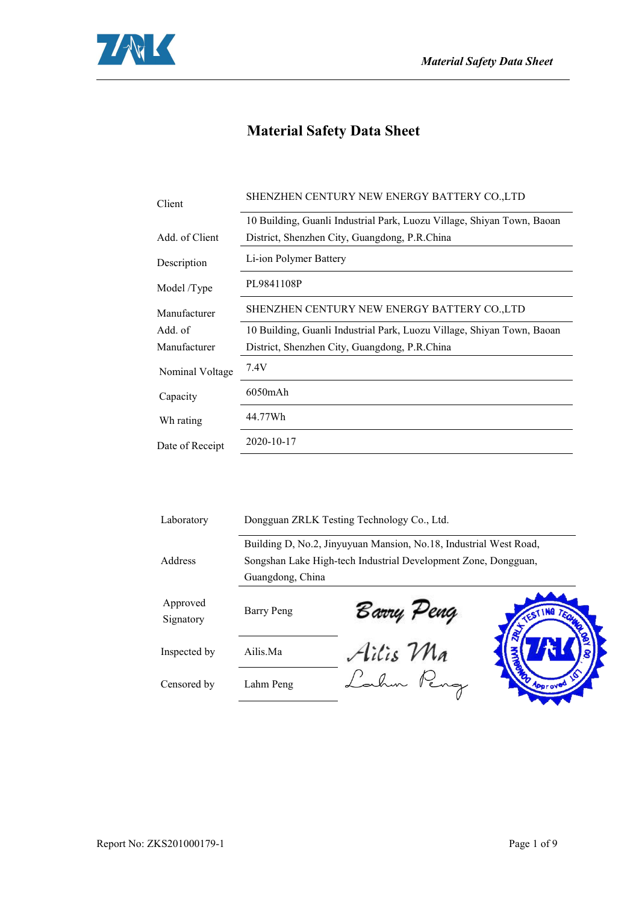# Material Safety Data Sheet

| | |
|---|---|
| Client | SHENZHEN CENTURY NEW ENERGY BATTERY CO.,LTD |
| Add. of Client | 10 Building, Guanli Industrial Park, Luozu Village, Shiyan Town, Baoan District, Shenzhen City, Guangdong, P.R.China |
| Description | Li-ion Polymer Battery |
| Model /Type | PL9841108P |
| Manufacturer | SHENZHEN CENTURY NEW ENERGY BATTERY CO.,LTD |
| Add. of Manufacturer | 10 Building, Guanli Industrial Park, Luozu Village, Shiyan Town, Baoan District, Shenzhen City, Guangdong, P.R.China |
| Nominal Voltage | 7.4V |
| Capacity | 6050mAh |
| Wh rating | 44.77Wh |
| Date of Receipt | 2020-10-17 |

| | |
|---|---|
| Laboratory | Dongguan ZRLK Testing Technology Co., Ltd. |
| Address | Building D, No.2, Jinyuyuan Mansion, No.18, Industrial West Road, Songshan Lake High-tech Industrial Development Zone, Dongguan, Guangdong, China |
| Approved Signatory | Barry Peng |
| Inspected by | Ailis.Ma |
| Censored by | Lahm Peng |

Report No: ZKS201000179-1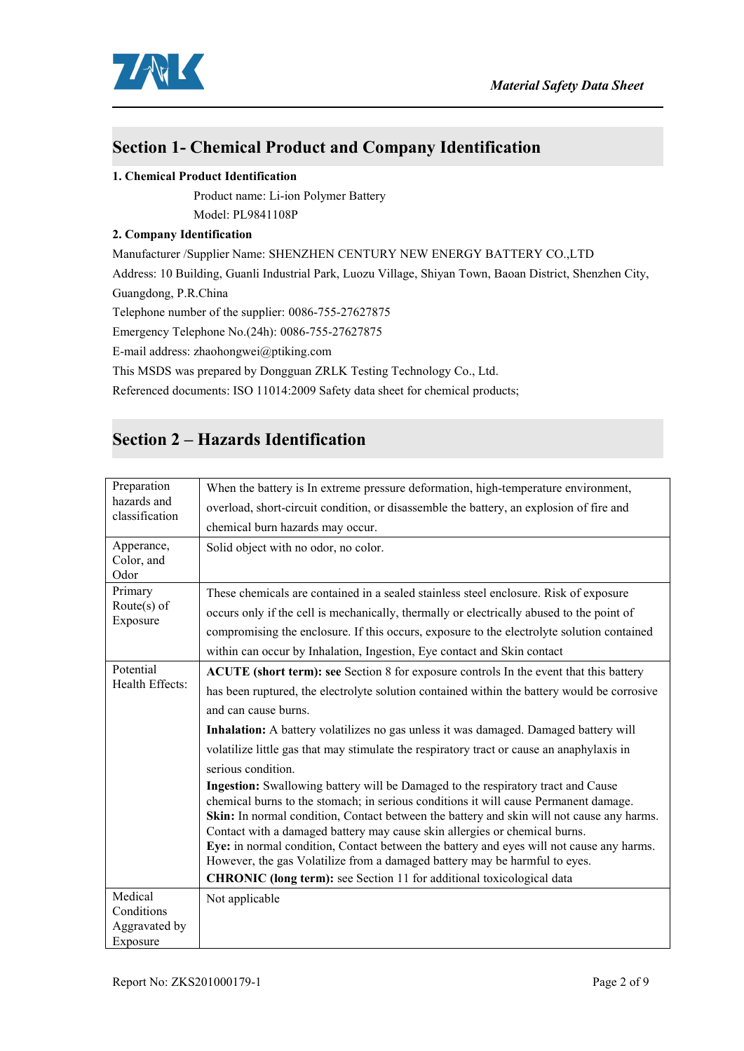## Section 1- Chemical Product and Company Identification

**1. Chemical Product Identification**

Product name: Li-ion Polymer Battery

Model: PL9841108P

**2. Company Identification**

Manufacturer /Supplier Name: SHENZHEN CENTURY NEW ENERGY BATTERY CO.,LTD

Address: 10 Building, Guanli Industrial Park, Luozu Village, Shiyan Town, Baoan District, Shenzhen City, Guangdong, P.R.China

Telephone number of the supplier: 0086-755-27627875

Emergency Telephone No.(24h): 0086-755-27627875

E-mail address: zhaohongwei@ptiking.com

This MSDS was prepared by Dongguan ZRLK Testing Technology Co., Ltd.

Referenced documents: ISO 11014:2009 Safety data sheet for chemical products;

## Section 2 – Hazards Identification

| | |
|---|---|
| Preparation hazards and classification | When the battery is In extreme pressure deformation, high-temperature environment, overload, short-circuit condition, or disassemble the battery, an explosion of fire and chemical burn hazards may occur. |
| Apperance, Color, and Odor | Solid object with no odor, no color. |
| Primary Route(s) of Exposure | These chemicals are contained in a sealed stainless steel enclosure. Risk of exposure occurs only if the cell is mechanically, thermally or electrically abused to the point of compromising the enclosure. If this occurs, exposure to the electrolyte solution contained within can occur by Inhalation, Ingestion, Eye contact and Skin contact |
| Potential Health Effects: | **ACUTE (short term): see** Section 8 for exposure controls In the event that this battery has been ruptured, the electrolyte solution contained within the battery would be corrosive and can cause burns.<br>**Inhalation:** A battery volatilizes no gas unless it was damaged. Damaged battery will volatilize little gas that may stimulate the respiratory tract or cause an anaphylaxis in serious condition.<br>**Ingestion:** Swallowing battery will be Damaged to the respiratory tract and Cause chemical burns to the stomach; in serious conditions it will cause Permanent damage.<br>**Skin:** In normal condition, Contact between the battery and skin will not cause any harms. Contact with a damaged battery may cause skin allergies or chemical burns.<br>**Eye:** in normal condition, Contact between the battery and eyes will not cause any harms. However, the gas Volatilize from a damaged battery may be harmful to eyes.<br>**CHRONIC (long term):** see Section 11 for additional toxicological data |
| Medical Conditions Aggravated by Exposure | Not applicable |

Report No: ZKS201000179-1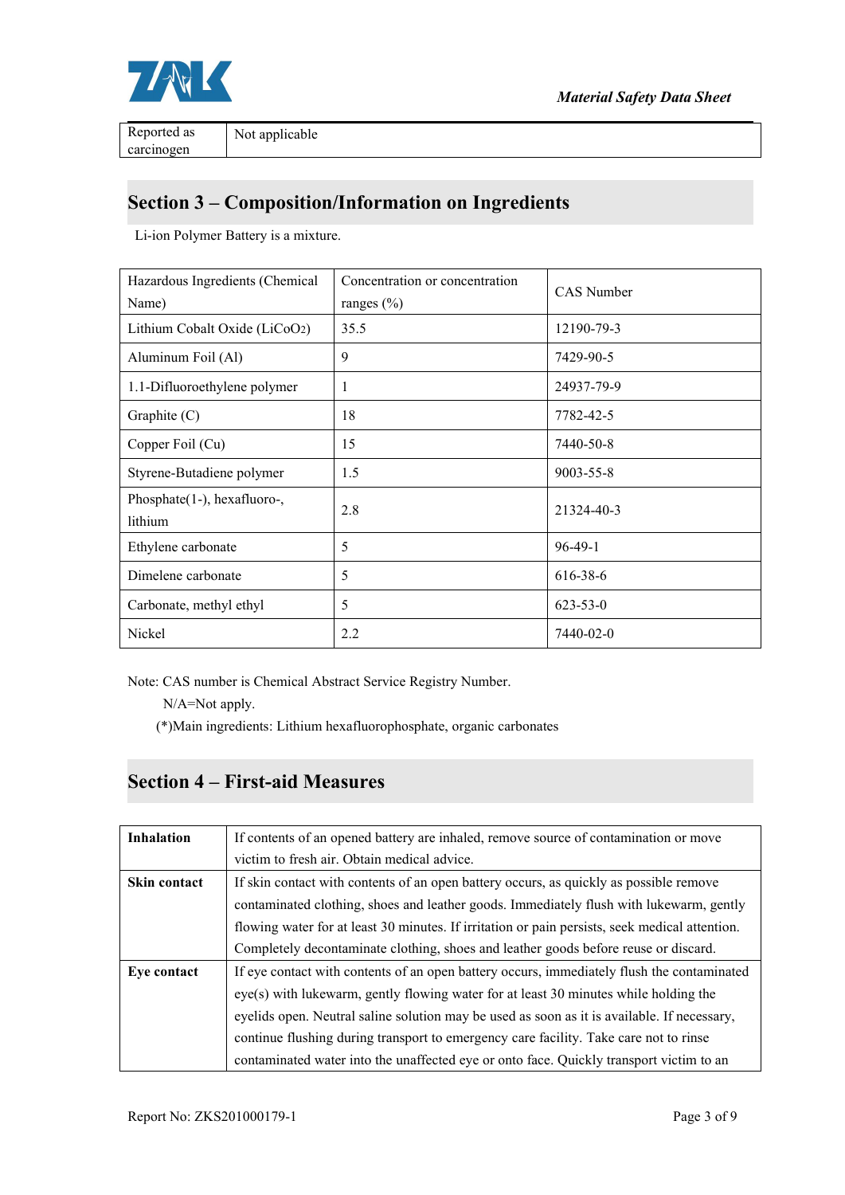| Reported as carcinogen | Not applicable |
|---|---|

## Section 3 – Composition/Information on Ingredients

Li-ion Polymer Battery is a mixture.

| Hazardous Ingredients (Chemical Name) | Concentration or concentration ranges (%) | CAS Number |
|---|---|---|
| Lithium Cobalt Oxide ($LiCoO_2$) | 35.5 | 12190-79-3 |
| Aluminum Foil (Al) | 9 | 7429-90-5 |
| 1.1-Difluoroethylene polymer | 1 | 24937-79-9 |
| Graphite (C) | 18 | 7782-42-5 |
| Copper Foil (Cu) | 15 | 7440-50-8 |
| Styrene-Butadiene polymer | 1.5 | 9003-55-8 |
| Phosphate(1-), hexafluoro-, lithium | 2.8 | 21324-40-3 |
| Ethylene carbonate | 5 | 96-49-1 |
| Dimelene carbonate | 5 | 616-38-6 |
| Carbonate, methyl ethyl | 5 | 623-53-0 |
| Nickel | 2.2 | 7440-02-0 |

Note: CAS number is Chemical Abstract Service Registry Number.

N/A=Not apply.

(*)Main ingredients: Lithium hexafluorophosphate, organic carbonates

## Section 4 – First-aid Measures

| **Inhalation** | If contents of an opened battery are inhaled, remove source of contamination or move victim to fresh air. Obtain medical advice. |
|---|---|
| **Skin contact** | If skin contact with contents of an open battery occurs, as quickly as possible remove contaminated clothing, shoes and leather goods. Immediately flush with lukewarm, gently flowing water for at least 30 minutes. If irritation or pain persists, seek medical attention. Completely decontaminate clothing, shoes and leather goods before reuse or discard. |
| **Eye contact** | If eye contact with contents of an open battery occurs, immediately flush the contaminated eye(s) with lukewarm, gently flowing water for at least 30 minutes while holding the eyelids open. Neutral saline solution may be used as soon as it is available. If necessary, continue flushing during transport to emergency care facility. Take care not to rinse contaminated water into the unaffected eye or onto face. Quickly transport victim to an |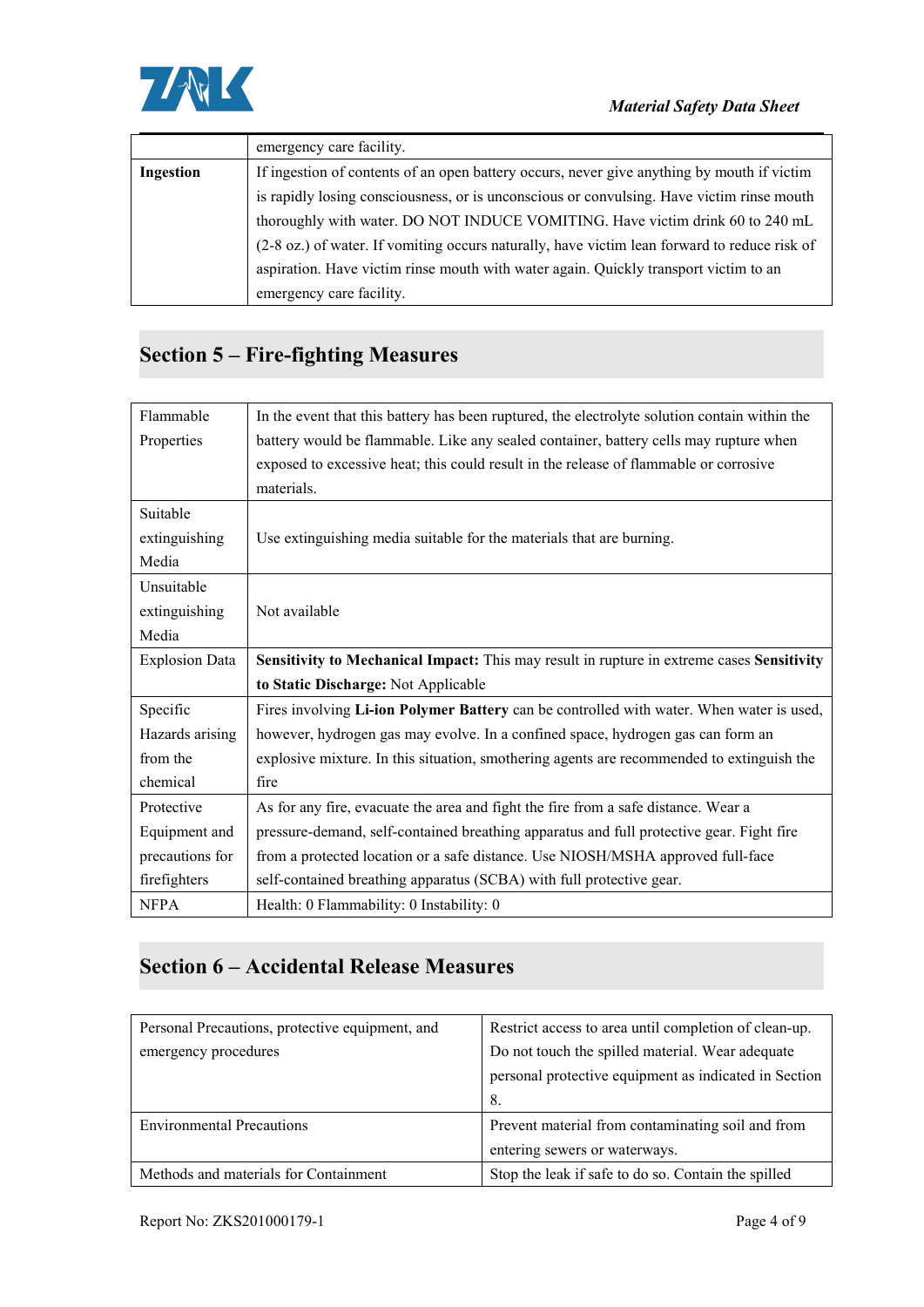| | emergency care facility. |
|---|---|
| **Ingestion** | If ingestion of contents of an open battery occurs, never give anything by mouth if victim is rapidly losing consciousness, or is unconscious or convulsing. Have victim rinse mouth thoroughly with water. DO NOT INDUCE VOMITING. Have victim drink 60 to 240 mL (2-8 oz.) of water. If vomiting occurs naturally, have victim lean forward to reduce risk of aspiration. Have victim rinse mouth with water again. Quickly transport victim to an emergency care facility. |

## Section 5 – Fire-fighting Measures

| | |
|---|---|
| Flammable Properties | In the event that this battery has been ruptured, the electrolyte solution contain within the battery would be flammable. Like any sealed container, battery cells may rupture when exposed to excessive heat; this could result in the release of flammable or corrosive materials. |
| Suitable extinguishing Media | Use extinguishing media suitable for the materials that are burning. |
| Unsuitable extinguishing Media | Not available |
| Explosion Data | **Sensitivity to Mechanical Impact:** This may result in rupture in extreme cases **Sensitivity to Static Discharge:** Not Applicable |
| Specific Hazards arising from the chemical | Fires involving **Li-ion Polymer Battery** can be controlled with water. When water is used, however, hydrogen gas may evolve. In a confined space, hydrogen gas can form an explosive mixture. In this situation, smothering agents are recommended to extinguish the fire |
| Protective Equipment and precautions for firefighters | As for any fire, evacuate the area and fight the fire from a safe distance. Wear a pressure-demand, self-contained breathing apparatus and full protective gear. Fight fire from a protected location or a safe distance. Use NIOSH/MSHA approved full-face self-contained breathing apparatus (SCBA) with full protective gear. |
| NFPA | Health: 0 Flammability: 0 Instability: 0 |

## Section 6 – Accidental Release Measures

| | |
|---|---|
| Personal Precautions, protective equipment, and emergency procedures | Restrict access to area until completion of clean-up. Do not touch the spilled material. Wear adequate personal protective equipment as indicated in Section 8. |
| Environmental Precautions | Prevent material from contaminating soil and from entering sewers or waterways. |
| Methods and materials for Containment | Stop the leak if safe to do so. Contain the spilled |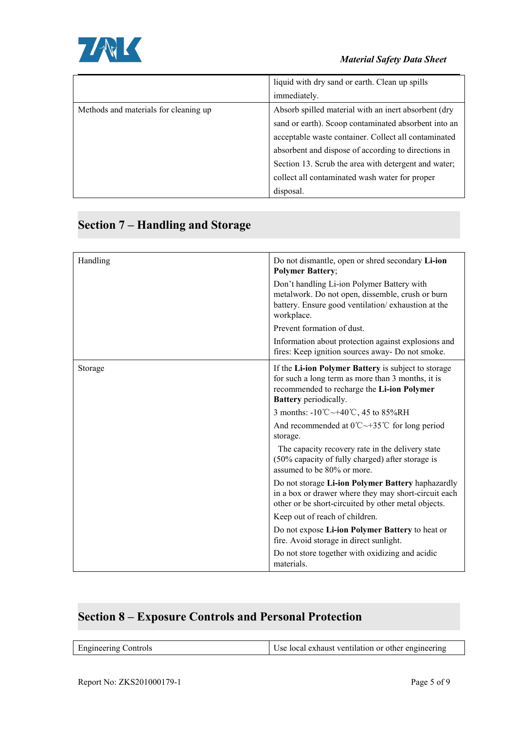|  |  |
|---|---|
|  | liquid with dry sand or earth. Clean up spills immediately. |
| Methods and materials for cleaning up | Absorb spilled material with an inert absorbent (dry sand or earth). Scoop contaminated absorbent into an acceptable waste container. Collect all contaminated absorbent and dispose of according to directions in Section 13. Scrub the area with detergent and water; collect all contaminated wash water for proper disposal. |

## Section 7 – Handling and Storage

|  |  |
|---|---|
| Handling | Do not dismantle, open or shred secondary **Li-ion Polymer Battery**;<br>Don't handling Li-ion Polymer Battery with metalwork. Do not open, dissemble, crush or burn battery. Ensure good ventilation/ exhaustion at the workplace.<br>Prevent formation of dust.<br>Information about protection against explosions and fires: Keep ignition sources away- Do not smoke. |
| Storage | If the **Li-ion Polymer Battery** is subject to storage for such a long term as more than 3 months, it is recommended to recharge the **Li-ion Polymer Battery** periodically.<br>3 months: -10℃~+40℃, 45 to 85%RH<br>And recommended at 0℃~+35℃ for long period storage.<br>The capacity recovery rate in the delivery state (50% capacity of fully charged) after storage is assumed to be 80% or more.<br>Do not storage **Li-ion Polymer Battery** haphazardly in a box or drawer where they may short-circuit each other or be short-circuited by other metal objects.<br>Keep out of reach of children.<br>Do not expose **Li-ion Polymer Battery** to heat or fire. Avoid storage in direct sunlight.<br>Do not store together with oxidizing and acidic materials. |

## Section 8 – Exposure Controls and Personal Protection

|  |  |
|---|---|
| Engineering Controls | Use local exhaust ventilation or other engineering |

Report No: ZKS201000179-1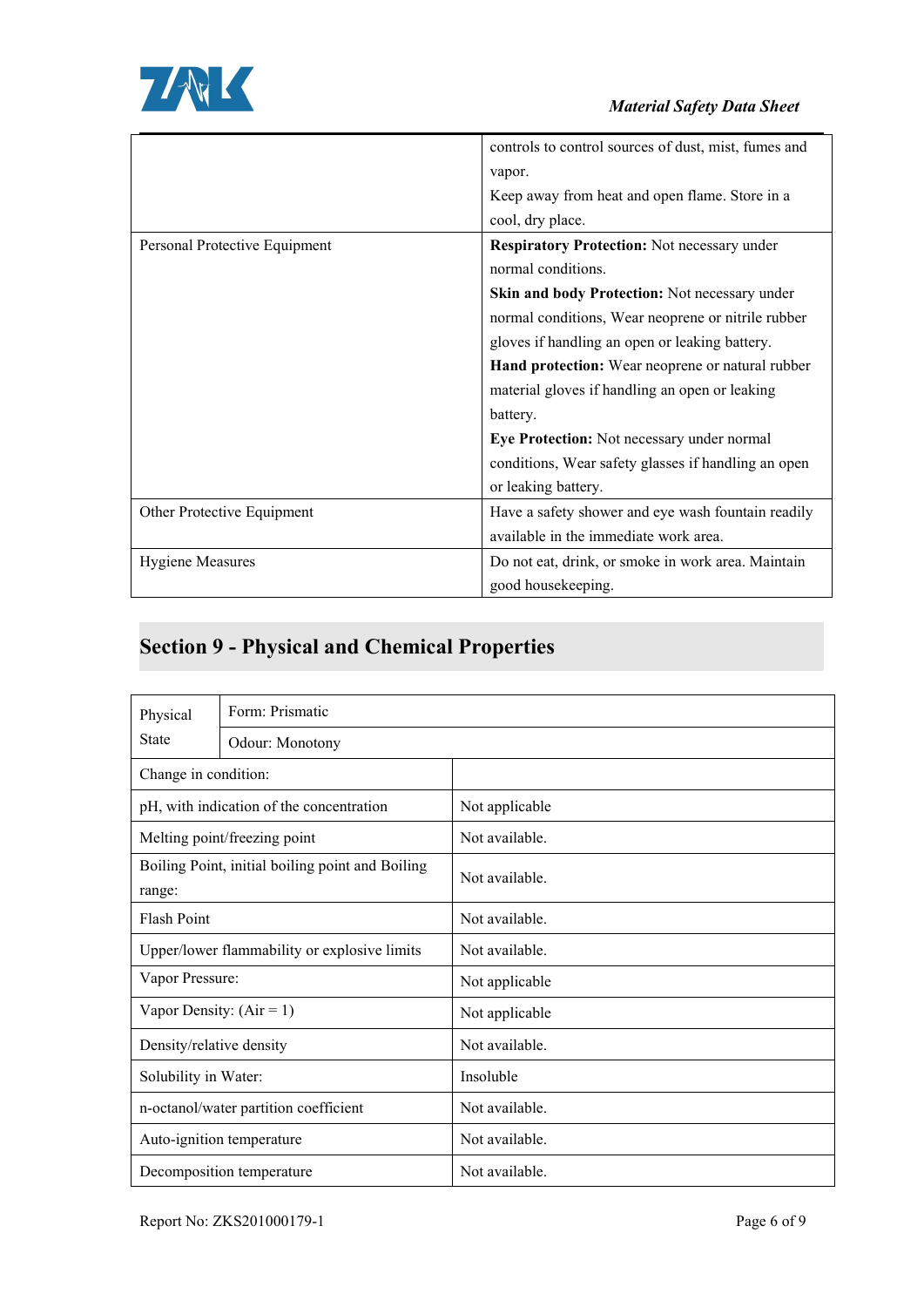| | |
|---|---|
| | controls to control sources of dust, mist, fumes and vapor.<br>Keep away from heat and open flame. Store in a cool, dry place. |
| Personal Protective Equipment | **Respiratory Protection:** Not necessary under normal conditions.<br>**Skin and body Protection:** Not necessary under normal conditions, Wear neoprene or nitrile rubber gloves if handling an open or leaking battery.<br>**Hand protection:** Wear neoprene or natural rubber material gloves if handling an open or leaking battery.<br>**Eye Protection:** Not necessary under normal conditions, Wear safety glasses if handling an open or leaking battery. |
| Other Protective Equipment | Have a safety shower and eye wash fountain readily available in the immediate work area. |
| Hygiene Measures | Do not eat, drink, or smoke in work area. Maintain good housekeeping. |

## Section 9 - Physical and Chemical Properties

| | |
|---|---|
| Physical State | Form: Prismatic<br>Odour: Monotony |
| Change in condition: | |
| pH, with indication of the concentration | Not applicable |
| Melting point/freezing point | Not available. |
| Boiling Point, initial boiling point and Boiling range: | Not available. |
| Flash Point | Not available. |
| Upper/lower flammability or explosive limits | Not available. |
| Vapor Pressure: | Not applicable |
| Vapor Density: (Air = 1) | Not applicable |
| Density/relative density | Not available. |
| Solubility in Water: | Insoluble |
| n-octanol/water partition coefficient | Not available. |
| Auto-ignition temperature | Not available. |
| Decomposition temperature | Not available. |

Report No: ZKS201000179-1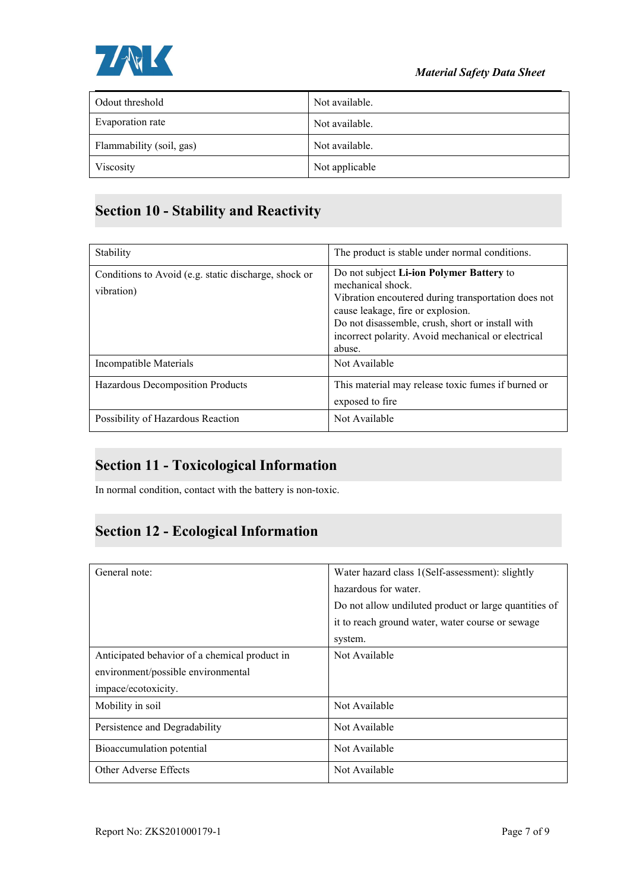| Odout threshold | Not available. |
|---|---|
| Evaporation rate | Not available. |
| Flammability (soil, gas) | Not available. |
| Viscosity | Not applicable |

## Section 10 - Stability and Reactivity

| Stability | The product is stable under normal conditions. |
|---|---|
| Conditions to Avoid (e.g. static discharge, shock or vibration) | Do not subject **Li-ion Polymer Battery** to mechanical shock.<br>Vibration encountered during transportation does not cause leakage, fire or explosion.<br>Do not disassemble, crush, short or install with incorrect polarity. Avoid mechanical or electrical abuse. |
| Incompatible Materials | Not Available |
| Hazardous Decomposition Products | This material may release toxic fumes if burned or exposed to fire |
| Possibility of Hazardous Reaction | Not Available |

## Section 11 - Toxicological Information

In normal condition, contact with the battery is non-toxic.

## Section 12 - Ecological Information

| General note: | Water hazard class 1(Self-assessment): slightly hazardous for water.<br>Do not allow undiluted product or large quantities of it to reach ground water, water course or sewage system. |
|---|---|
| Anticipated behavior of a chemical product in environment/possible environmental impace/ecotoxicity. | Not Available |
| Mobility in soil | Not Available |
| Persistence and Degradability | Not Available |
| Bioaccumulation potential | Not Available |
| Other Adverse Effects | Not Available |

Report No: ZKS201000179-1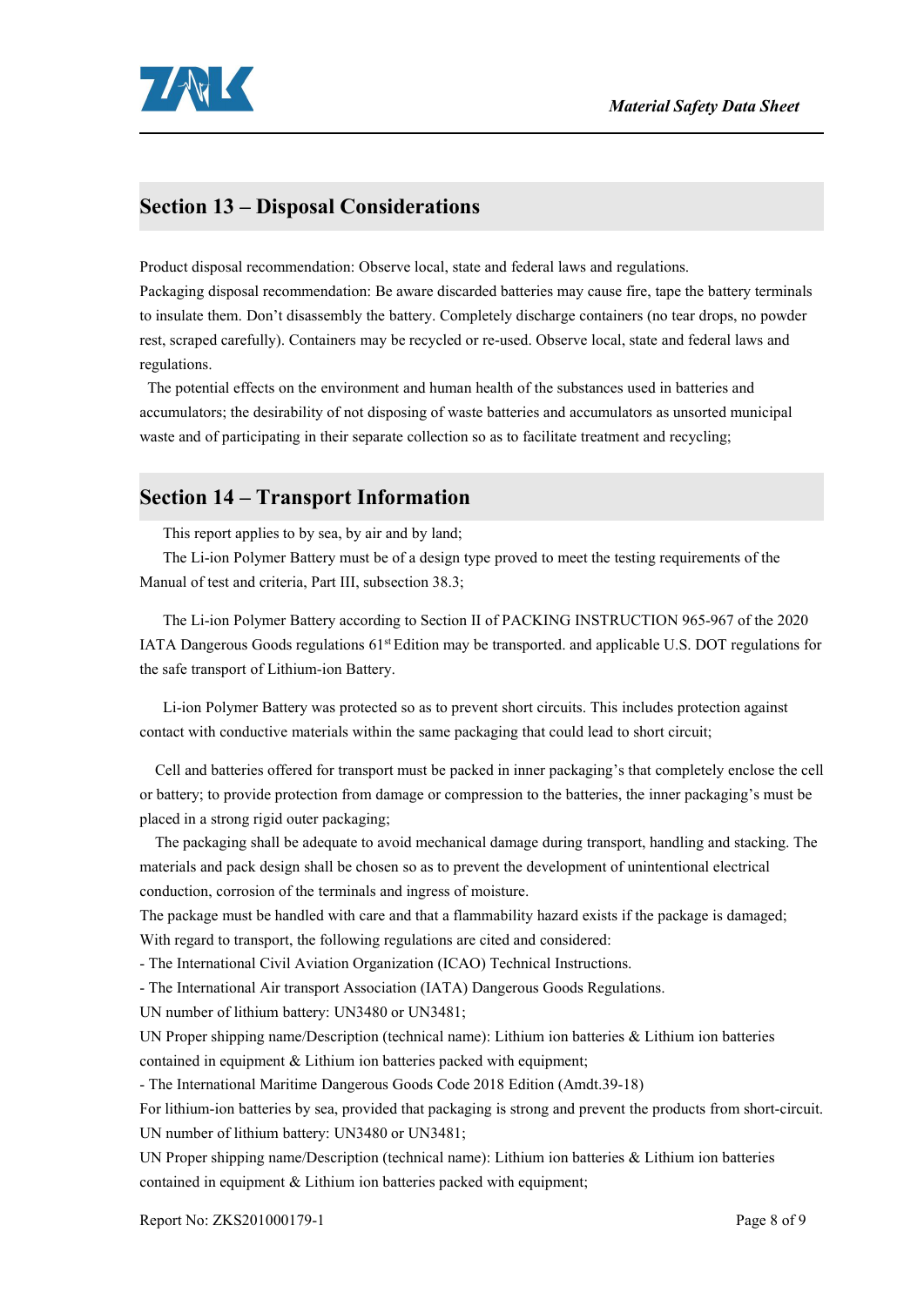## Section 13 – Disposal Considerations

Product disposal recommendation: Observe local, state and federal laws and regulations.
Packaging disposal recommendation: Be aware discarded batteries may cause fire, tape the battery terminals to insulate them. Don't disassembly the battery. Completely discharge containers (no tear drops, no powder rest, scraped carefully). Containers may be recycled or re-used. Observe local, state and federal laws and regulations.

The potential effects on the environment and human health of the substances used in batteries and accumulators; the desirability of not disposing of waste batteries and accumulators as unsorted municipal waste and of participating in their separate collection so as to facilitate treatment and recycling;

## Section 14 – Transport Information

This report applies to by sea, by air and by land;

The Li-ion Polymer Battery must be of a design type proved to meet the testing requirements of the Manual of test and criteria, Part III, subsection 38.3;

The Li-ion Polymer Battery according to Section II of PACKING INSTRUCTION 965-967 of the 2020 IATA Dangerous Goods regulations 61st Edition may be transported. and applicable U.S. DOT regulations for the safe transport of Lithium-ion Battery.

Li-ion Polymer Battery was protected so as to prevent short circuits. This includes protection against contact with conductive materials within the same packaging that could lead to short circuit;

Cell and batteries offered for transport must be packed in inner packaging's that completely enclose the cell or battery; to provide protection from damage or compression to the batteries, the inner packaging's must be placed in a strong rigid outer packaging;

The packaging shall be adequate to avoid mechanical damage during transport, handling and stacking. The materials and pack design shall be chosen so as to prevent the development of unintentional electrical conduction, corrosion of the terminals and ingress of moisture.

The package must be handled with care and that a flammability hazard exists if the package is damaged;
With regard to transport, the following regulations are cited and considered:

- The International Civil Aviation Organization (ICAO) Technical Instructions.
- The International Air transport Association (IATA) Dangerous Goods Regulations.

UN number of lithium battery: UN3480 or UN3481;
UN Proper shipping name/Description (technical name): Lithium ion batteries & Lithium ion batteries contained in equipment & Lithium ion batteries packed with equipment;

- The International Maritime Dangerous Goods Code 2018 Edition (Amdt.39-18)

For lithium-ion batteries by sea, provided that packaging is strong and prevent the products from short-circuit.
UN number of lithium battery: UN3480 or UN3481;
UN Proper shipping name/Description (technical name): Lithium ion batteries & Lithium ion batteries contained in equipment & Lithium ion batteries packed with equipment;

Report No: ZKS201000179-1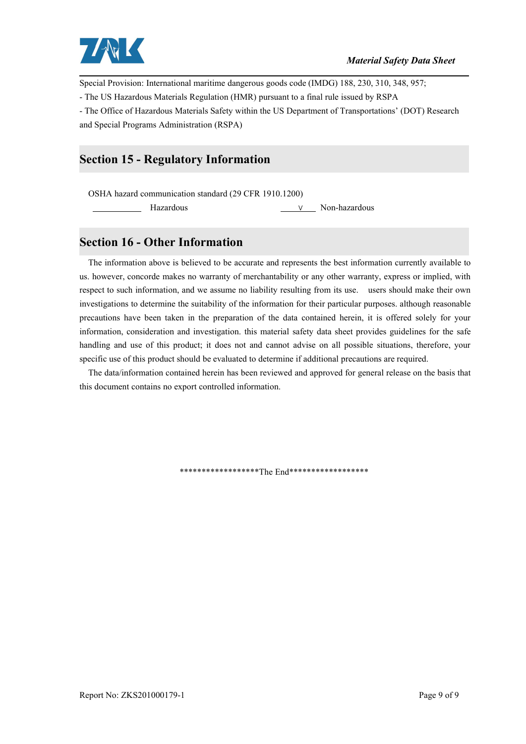Special Provision: International maritime dangerous goods code (IMDG) 188, 230, 310, 348, 957;

- The US Hazardous Materials Regulation (HMR) pursuant to a final rule issued by RSPA
- The Office of Hazardous Materials Safety within the US Department of Transportations' (DOT) Research and Special Programs Administration (RSPA)

## Section 15 - Regulatory Information

OSHA hazard communication standard (29 CFR 1910.1200)

\_\_\_\_\_\_\_\_\_\_ Hazardous　　　　　\_\_\_∨\_\_\_ Non-hazardous

## Section 16 - Other Information

The information above is believed to be accurate and represents the best information currently available to us. however, concorde makes no warranty of merchantability or any other warranty, express or implied, with respect to such information, and we assume no liability resulting from its use. users should make their own investigations to determine the suitability of the information for their particular purposes. although reasonable precautions have been taken in the preparation of the data contained herein, it is offered solely for your information, consideration and investigation. this material safety data sheet provides guidelines for the safe handling and use of this product; it does not and cannot advise on all possible situations, therefore, your specific use of this product should be evaluated to determine if additional precautions are required.

The data/information contained herein has been reviewed and approved for general release on the basis that this document contains no export controlled information.

******************The End******************